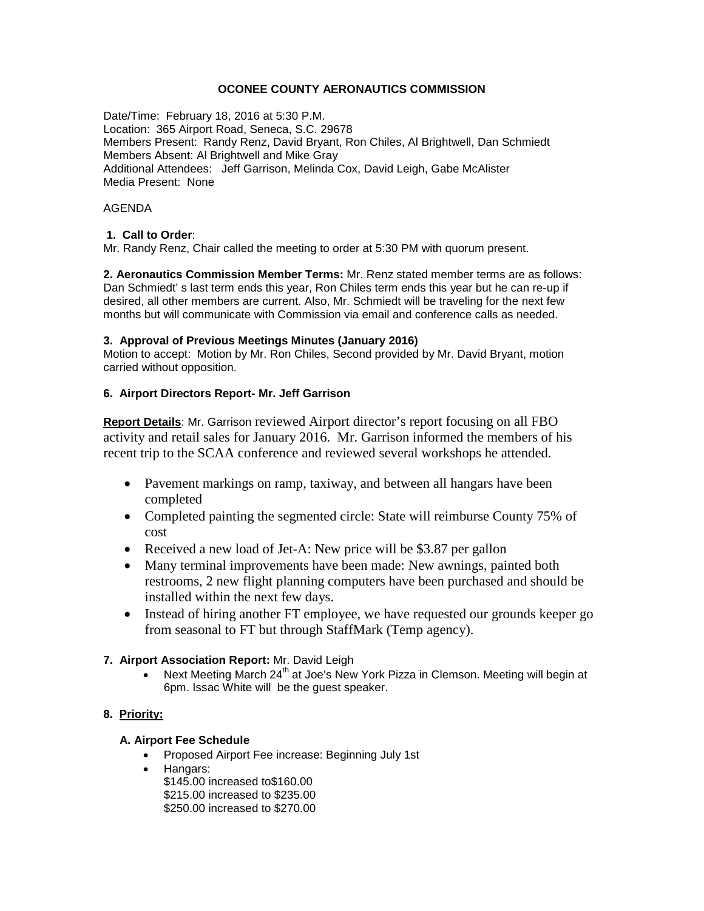**OCONEE COUNTY AERONAUTICS COMMISSION**

Date/Time: February 18, 2016 at 5:30 P.M.
Location: 365 Airport Road, Seneca, S.C. 29678
Members Present: Randy Renz, David Bryant, Ron Chiles, Al Brightwell, Dan Schmiedt
Members Absent: Al Brightwell and Mike Gray
Additional Attendees: Jeff Garrison, Melinda Cox, David Leigh, Gabe McAlister
Media Present: None

AGENDA

**1. Call to Order**:
Mr. Randy Renz, Chair called the meeting to order at 5:30 PM with quorum present.

**2. Aeronautics Commission Member Terms:** Mr. Renz stated member terms are as follows: Dan Schmiedt' s last term ends this year, Ron Chiles term ends this year but he can re-up if desired, all other members are current. Also, Mr. Schmiedt will be traveling for the next few months but will communicate with Commission via email and conference calls as needed.

**3. Approval of Previous Meetings Minutes (January 2016)**
Motion to accept: Motion by Mr. Ron Chiles, Second provided by Mr. David Bryant, motion carried without opposition.

**6. Airport Directors Report- Mr. Jeff Garrison**

**Report Details**: Mr. Garrison reviewed Airport director's report focusing on all FBO activity and retail sales for January 2016. Mr. Garrison informed the members of his recent trip to the SCAA conference and reviewed several workshops he attended.

- Pavement markings on ramp, taxiway, and between all hangars have been completed
- Completed painting the segmented circle: State will reimburse County 75% of cost
- Received a new load of Jet-A: New price will be $3.87 per gallon
- Many terminal improvements have been made: New awnings, painted both restrooms, 2 new flight planning computers have been purchased and should be installed within the next few days.
- Instead of hiring another FT employee, we have requested our grounds keeper go from seasonal to FT but through StaffMark (Temp agency).

**7. Airport Association Report:** Mr. David Leigh

- Next Meeting March 24th at Joe's New York Pizza in Clemson. Meeting will begin at 6pm. Issac White will be the guest speaker.

**8. Priority:**

**A. Airport Fee Schedule**

- Proposed Airport Fee increase: Beginning July 1st
- Hangars:
  $145.00 increased to$160.00
  $215.00 increased to $235.00
  $250.00 increased to $270.00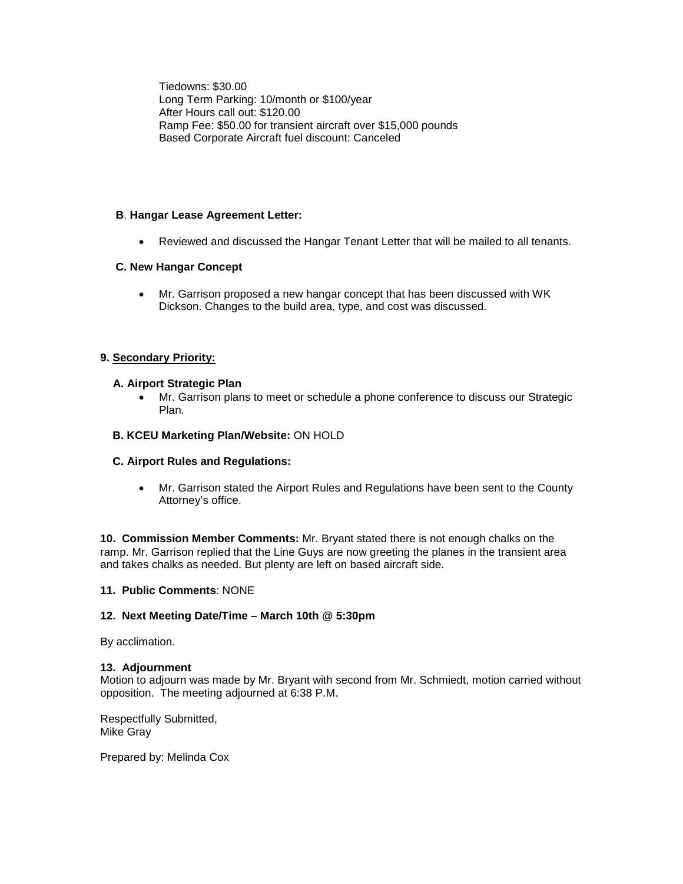Tiedowns: $30.00
Long Term Parking: 10/month or $100/year
After Hours call out: $120.00
Ramp Fee: $50.00 for transient aircraft over $15,000 pounds
Based Corporate Aircraft fuel discount: Canceled

**B**. **Hangar Lease Agreement Letter:**

- Reviewed and discussed the Hangar Tenant Letter that will be mailed to all tenants.

**C. New Hangar Concept**

- Mr. Garrison proposed a new hangar concept that has been discussed with WK Dickson. Changes to the build area, type, and cost was discussed.

**9. <u>Secondary Priority:</u>**

**A. Airport Strategic Plan**

- Mr. Garrison plans to meet or schedule a phone conference to discuss our Strategic Plan.

**B. KCEU Marketing Plan/Website:** ON HOLD

**C. Airport Rules and Regulations:**

- Mr. Garrison stated the Airport Rules and Regulations have been sent to the County Attorney's office.

**10. Commission Member Comments:** Mr. Bryant stated there is not enough chalks on the ramp. Mr. Garrison replied that the Line Guys are now greeting the planes in the transient area and takes chalks as needed. But plenty are left on based aircraft side.

**11. Public Comments**: NONE

**12. Next Meeting Date/Time – March 10th @ 5:30pm**

By acclimation.

**13. Adjournment**
Motion to adjourn was made by Mr. Bryant with second from Mr. Schmiedt, motion carried without opposition. The meeting adjourned at 6:38 P.M.

Respectfully Submitted,
Mike Gray

Prepared by: Melinda Cox